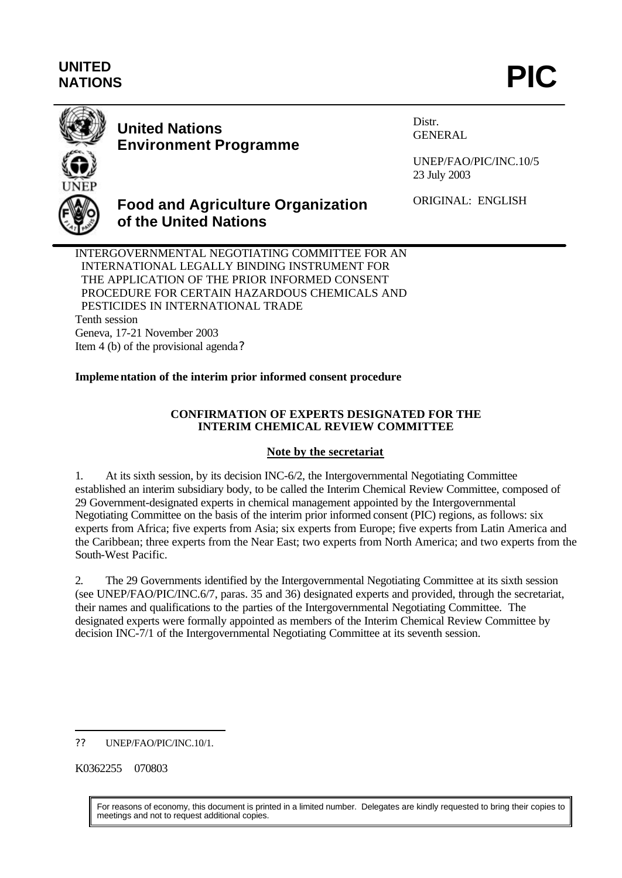**UNITED NATIONS**

# PIC

**United Nations Environment Programme**

**Food and Agriculture Organization of the United Nations**

Distr.
GENERAL

UNEP/FAO/PIC/INC.10/5
23 July 2003

ORIGINAL: ENGLISH

INTERGOVERNMENTAL NEGOTIATING COMMITTEE FOR AN INTERNATIONAL LEGALLY BINDING INSTRUMENT FOR THE APPLICATION OF THE PRIOR INFORMED CONSENT PROCEDURE FOR CERTAIN HAZARDOUS CHEMICALS AND PESTICIDES IN INTERNATIONAL TRADE
Tenth session
Geneva, 17-21 November 2003
Item 4 (b) of the provisional agenda?

**Implementation of the interim prior informed consent procedure**

## CONFIRMATION OF EXPERTS DESIGNATED FOR THE INTERIM CHEMICAL REVIEW COMMITTEE

### Note by the secretariat

1. At its sixth session, by its decision INC-6/2, the Intergovernmental Negotiating Committee established an interim subsidiary body, to be called the Interim Chemical Review Committee, composed of 29 Government-designated experts in chemical management appointed by the Intergovernmental Negotiating Committee on the basis of the interim prior informed consent (PIC) regions, as follows: six experts from Africa; five experts from Asia; six experts from Europe; five experts from Latin America and the Caribbean; three experts from the Near East; two experts from North America; and two experts from the South-West Pacific.

2. The 29 Governments identified by the Intergovernmental Negotiating Committee at its sixth session (see UNEP/FAO/PIC/INC.6/7, paras. 35 and 36) designated experts and provided, through the secretariat, their names and qualifications to the parties of the Intergovernmental Negotiating Committee. The designated experts were formally appointed as members of the Interim Chemical Review Committee by decision INC-7/1 of the Intergovernmental Negotiating Committee at its seventh session.

?? UNEP/FAO/PIC/INC.10/1.

K0362255 070803

For reasons of economy, this document is printed in a limited number. Delegates are kindly requested to bring their copies to meetings and not to request additional copies.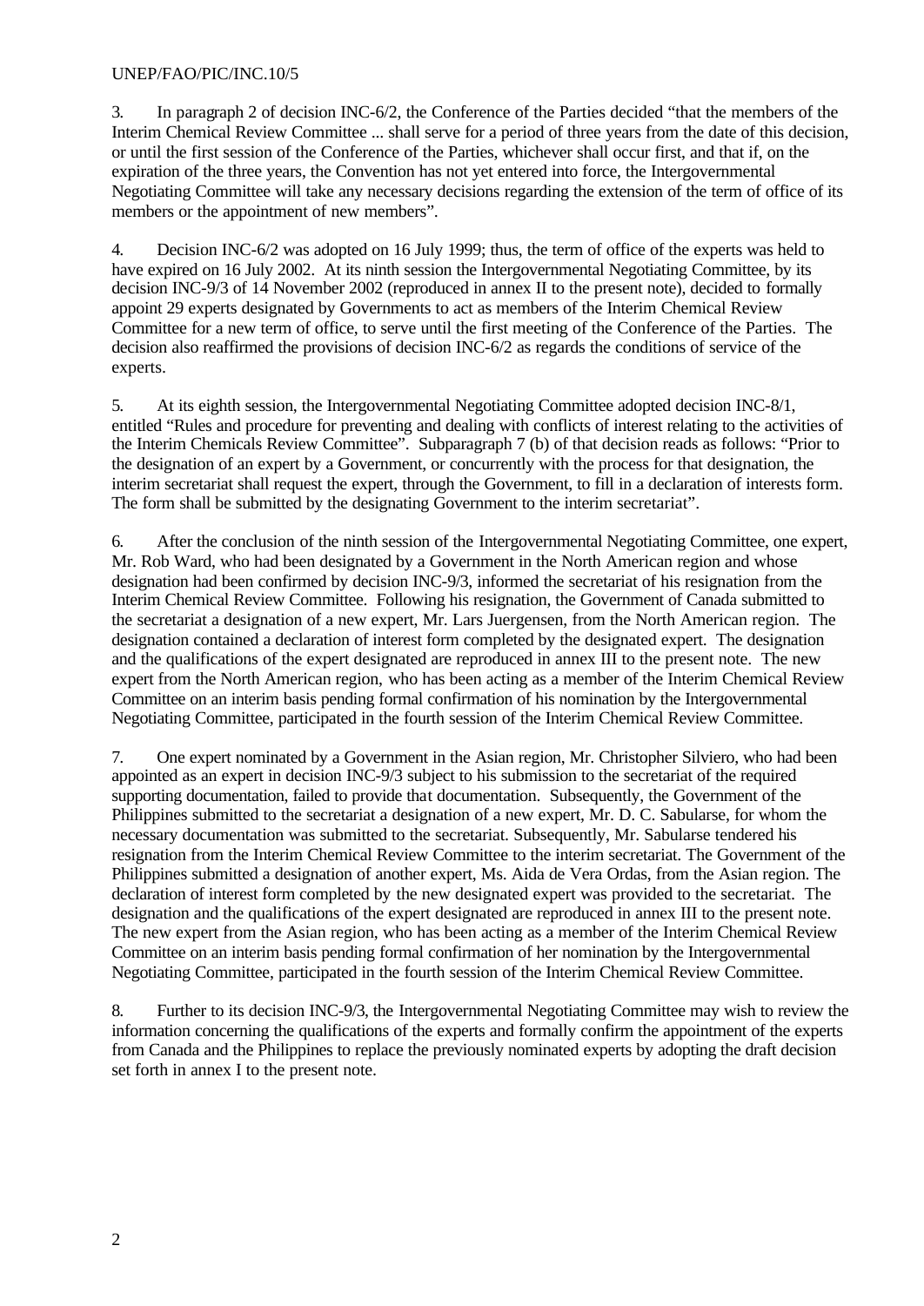3. In paragraph 2 of decision INC-6/2, the Conference of the Parties decided "that the members of the Interim Chemical Review Committee ... shall serve for a period of three years from the date of this decision, or until the first session of the Conference of the Parties, whichever shall occur first, and that if, on the expiration of the three years, the Convention has not yet entered into force, the Intergovernmental Negotiating Committee will take any necessary decisions regarding the extension of the term of office of its members or the appointment of new members".

4. Decision INC-6/2 was adopted on 16 July 1999; thus, the term of office of the experts was held to have expired on 16 July 2002. At its ninth session the Intergovernmental Negotiating Committee, by its decision INC-9/3 of 14 November 2002 (reproduced in annex II to the present note), decided to formally appoint 29 experts designated by Governments to act as members of the Interim Chemical Review Committee for a new term of office, to serve until the first meeting of the Conference of the Parties. The decision also reaffirmed the provisions of decision INC-6/2 as regards the conditions of service of the experts.

5. At its eighth session, the Intergovernmental Negotiating Committee adopted decision INC-8/1, entitled "Rules and procedure for preventing and dealing with conflicts of interest relating to the activities of the Interim Chemicals Review Committee". Subparagraph 7 (b) of that decision reads as follows: "Prior to the designation of an expert by a Government, or concurrently with the process for that designation, the interim secretariat shall request the expert, through the Government, to fill in a declaration of interests form. The form shall be submitted by the designating Government to the interim secretariat".

6. After the conclusion of the ninth session of the Intergovernmental Negotiating Committee, one expert, Mr. Rob Ward, who had been designated by a Government in the North American region and whose designation had been confirmed by decision INC-9/3, informed the secretariat of his resignation from the Interim Chemical Review Committee. Following his resignation, the Government of Canada submitted to the secretariat a designation of a new expert, Mr. Lars Juergensen, from the North American region. The designation contained a declaration of interest form completed by the designated expert. The designation and the qualifications of the expert designated are reproduced in annex III to the present note. The new expert from the North American region, who has been acting as a member of the Interim Chemical Review Committee on an interim basis pending formal confirmation of his nomination by the Intergovernmental Negotiating Committee, participated in the fourth session of the Interim Chemical Review Committee.

7. One expert nominated by a Government in the Asian region, Mr. Christopher Silviero, who had been appointed as an expert in decision INC-9/3 subject to his submission to the secretariat of the required supporting documentation, failed to provide that documentation. Subsequently, the Government of the Philippines submitted to the secretariat a designation of a new expert, Mr. D. C. Sabularse, for whom the necessary documentation was submitted to the secretariat. Subsequently, Mr. Sabularse tendered his resignation from the Interim Chemical Review Committee to the interim secretariat. The Government of the Philippines submitted a designation of another expert, Ms. Aida de Vera Ordas, from the Asian region. The declaration of interest form completed by the new designated expert was provided to the secretariat. The designation and the qualifications of the expert designated are reproduced in annex III to the present note. The new expert from the Asian region, who has been acting as a member of the Interim Chemical Review Committee on an interim basis pending formal confirmation of her nomination by the Intergovernmental Negotiating Committee, participated in the fourth session of the Interim Chemical Review Committee.

8. Further to its decision INC-9/3, the Intergovernmental Negotiating Committee may wish to review the information concerning the qualifications of the experts and formally confirm the appointment of the experts from Canada and the Philippines to replace the previously nominated experts by adopting the draft decision set forth in annex I to the present note.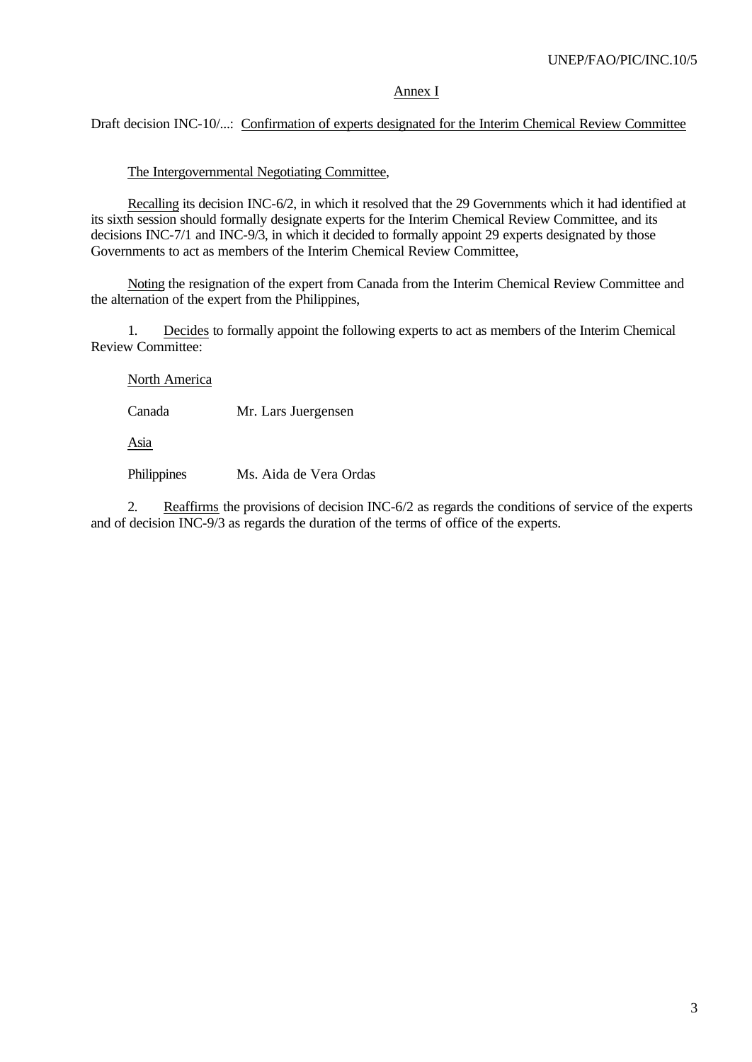## Annex I

Draft decision INC-10/...: Confirmation of experts designated for the Interim Chemical Review Committee

The Intergovernmental Negotiating Committee,

Recalling its decision INC-6/2, in which it resolved that the 29 Governments which it had identified at its sixth session should formally designate experts for the Interim Chemical Review Committee, and its decisions INC-7/1 and INC-9/3, in which it decided to formally appoint 29 experts designated by those Governments to act as members of the Interim Chemical Review Committee,

Noting the resignation of the expert from Canada from the Interim Chemical Review Committee and the alternation of the expert from the Philippines,

1. Decides to formally appoint the following experts to act as members of the Interim Chemical Review Committee:

North America

Canada Mr. Lars Juergensen

Asia

Philippines Ms. Aida de Vera Ordas

2. Reaffirms the provisions of decision INC-6/2 as regards the conditions of service of the experts and of decision INC-9/3 as regards the duration of the terms of office of the experts.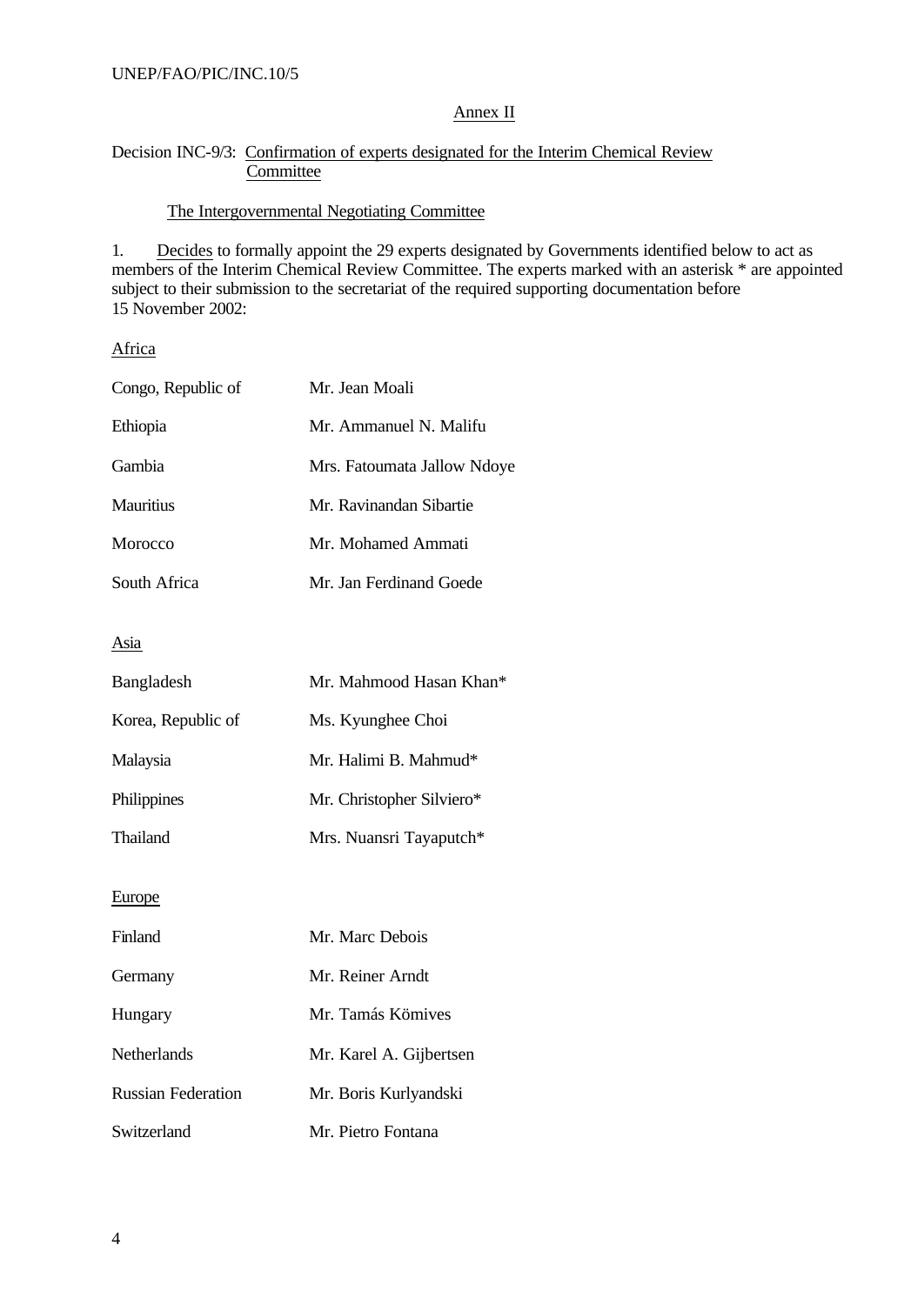## Annex II

### Decision INC-9/3: Confirmation of experts designated for the Interim Chemical Review Committee

The Intergovernmental Negotiating Committee

1. Decides to formally appoint the 29 experts designated by Governments identified below to act as members of the Interim Chemical Review Committee. The experts marked with an asterisk * are appointed subject to their submission to the secretariat of the required supporting documentation before 15 November 2002:

Africa

| | |
|---|---|
| Congo, Republic of | Mr. Jean Moali |
| Ethiopia | Mr. Ammanuel N. Malifu |
| Gambia | Mrs. Fatoumata Jallow Ndoye |
| Mauritius | Mr. Ravinandan Sibartie |
| Morocco | Mr. Mohamed Ammati |
| South Africa | Mr. Jan Ferdinand Goede |

Asia

| | |
|---|---|
| Bangladesh | Mr. Mahmood Hasan Khan* |
| Korea, Republic of | Ms. Kyunghee Choi |
| Malaysia | Mr. Halimi B. Mahmud* |
| Philippines | Mr. Christopher Silviero* |
| Thailand | Mrs. Nuansri Tayaputch* |

Europe

| | |
|---|---|
| Finland | Mr. Marc Debois |
| Germany | Mr. Reiner Arndt |
| Hungary | Mr. Tamás Kömives |
| Netherlands | Mr. Karel A. Gijbertsen |
| Russian Federation | Mr. Boris Kurlyandski |
| Switzerland | Mr. Pietro Fontana |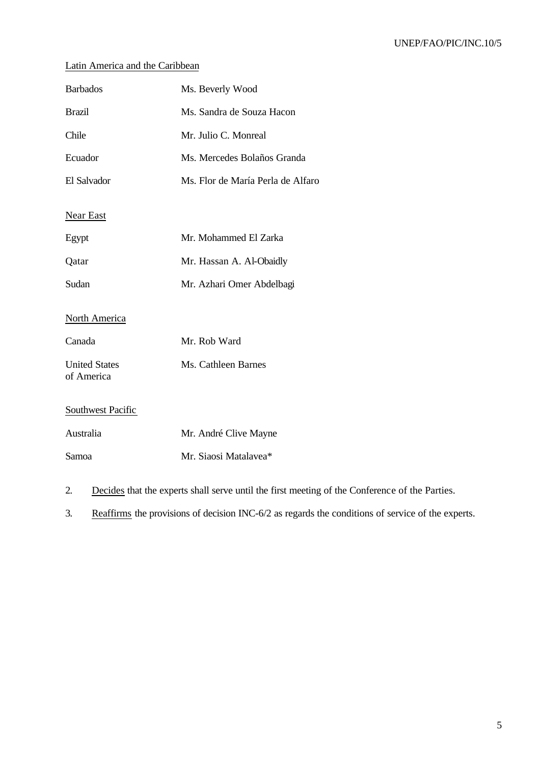Latin America and the Caribbean

| | |
|---|---|
| Barbados | Ms. Beverly Wood |
| Brazil | Ms. Sandra de Souza Hacon |
| Chile | Mr. Julio C. Monreal |
| Ecuador | Ms. Mercedes Bolaños Granda |
| El Salvador | Ms. Flor de María Perla de Alfaro |

Near East

| | |
|---|---|
| Egypt | Mr. Mohammed El Zarka |
| Qatar | Mr. Hassan A. Al-Obaidly |
| Sudan | Mr. Azhari Omer Abdelbagi |

North America

| | |
|---|---|
| Canada | Mr. Rob Ward |
| United States of America | Ms. Cathleen Barnes |

Southwest Pacific

| | |
|---|---|
| Australia | Mr. André Clive Mayne |
| Samoa | Mr. Siaosi Matalavea* |

2. Decides that the experts shall serve until the first meeting of the Conference of the Parties.

3. Reaffirms the provisions of decision INC-6/2 as regards the conditions of service of the experts.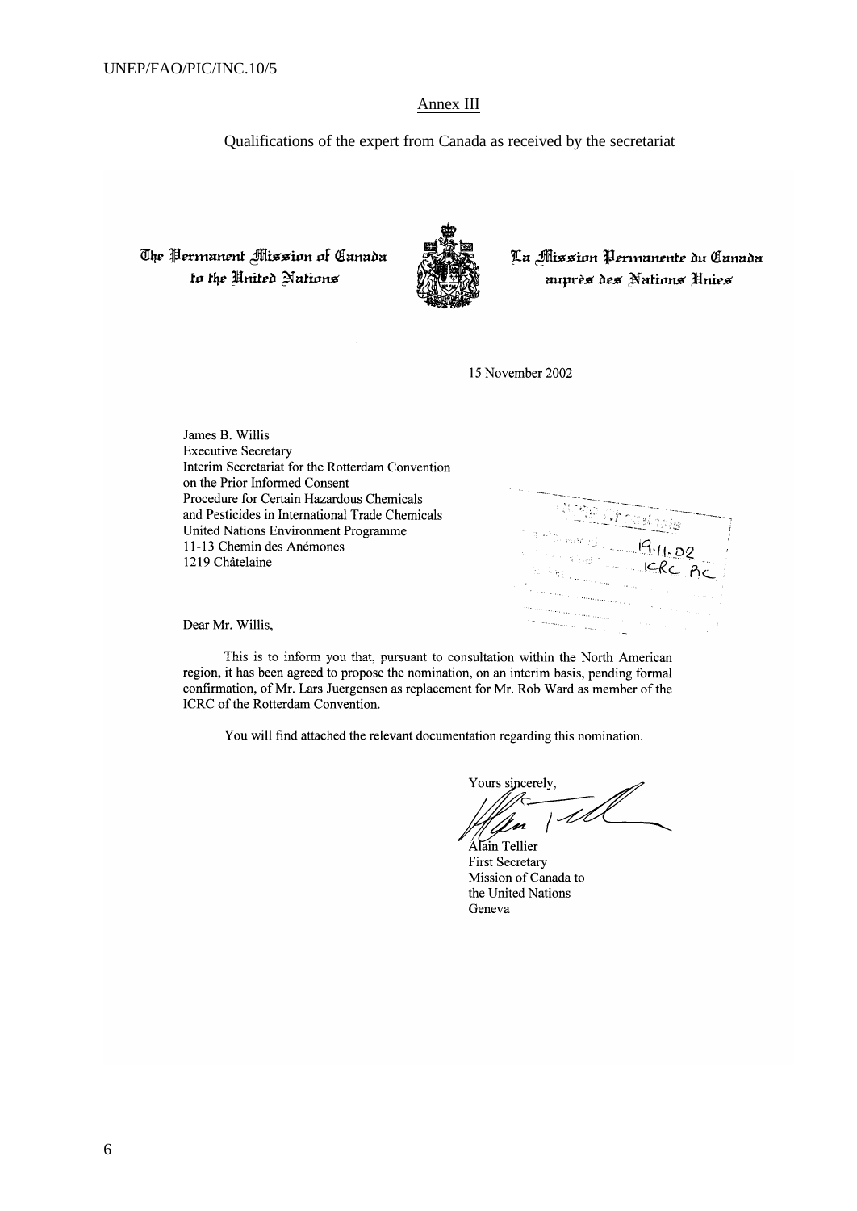## Annex III

Qualifications of the expert from Canada as received by the secretariat

The Permanent Mission of Canada to the United Nations

La Mission Permanente du Canada auprès des Nations Unies

15 November 2002

James B. Willis
Executive Secretary
Interim Secretariat for the Rotterdam Convention
on the Prior Informed Consent
Procedure for Certain Hazardous Chemicals
and Pesticides in International Trade Chemicals
United Nations Environment Programme
11-13 Chemin des Anémones
1219 Châtelaine

19.11.02
ICRC PIC

Dear Mr. Willis,

This is to inform you that, pursuant to consultation within the North American region, it has been agreed to propose the nomination, on an interim basis, pending formal confirmation, of Mr. Lars Juergensen as replacement for Mr. Rob Ward as member of the ICRC of the Rotterdam Convention.

You will find attached the relevant documentation regarding this nomination.

Yours sincerely,

Alain Tellier
First Secretary
Mission of Canada to
the United Nations
Geneva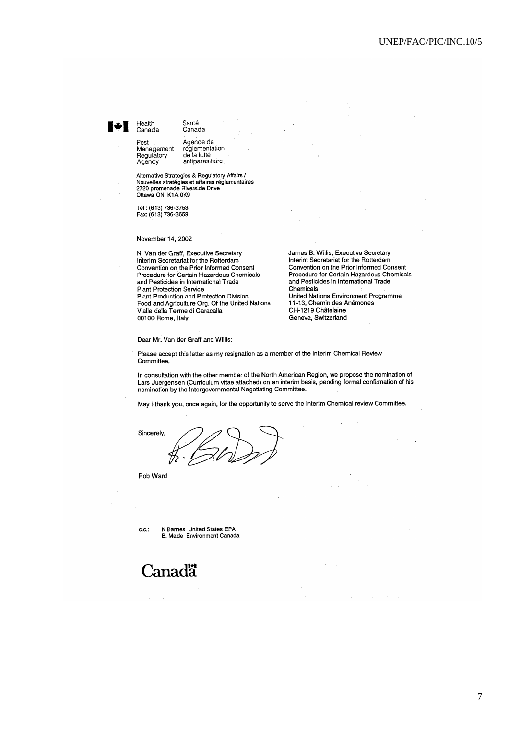Health Canada | Santé Canada

Pest Management Regulatory Agency | Agence de réglementation de la lutte antiparasitaire

Alternative Strategies & Regulatory Affairs /
Nouvelles stratégies et affaires réglementaires
2720 promenade Riverside Drive
Ottawa ON K1A 0K9

Tel : (613) 736-3753
Fax: (613) 736-3659

November 14, 2002

N. Van der Graff, Executive Secretary
Interim Secretariat for the Rotterdam
Convention on the Prior Informed Consent
Procedure for Certain Hazardous Chemicals
and Pesticides in International Trade
Plant Protection Service
Plant Production and Protection Division
Food and Agriculture Org. Of the United Nations
Vialle della Terme di Caracalla
00100 Rome, Italy

James B. Willis, Executive Secretary
Interim Secretariat for the Rotterdam
Convention on the Prior Informed Consent
Procedure for Certain Hazardous Chemicals
and Pesticides in International Trade
Chemicals
United Nations Environment Programme
11-13, Chemin des Anémones
CH-1219 Châtelaine
Geneva, Switzerland

Dear Mr. Van der Graff and Willis:

Please accept this letter as my resignation as a member of the Interim Chemical Review Committee.

In consultation with the other member of the North American Region, we propose the nomination of Lars Juergensen (Curriculum vitae attached) on an interim basis, pending formal confirmation of his nomination by the Intergovernmental Negotiating Committee.

May I thank you, once again, for the opportunity to serve the Interim Chemical review Committee.

Sincerely,

Rob Ward

c.c.: K Barnes United States EPA
B. Made Environment Canada

Canada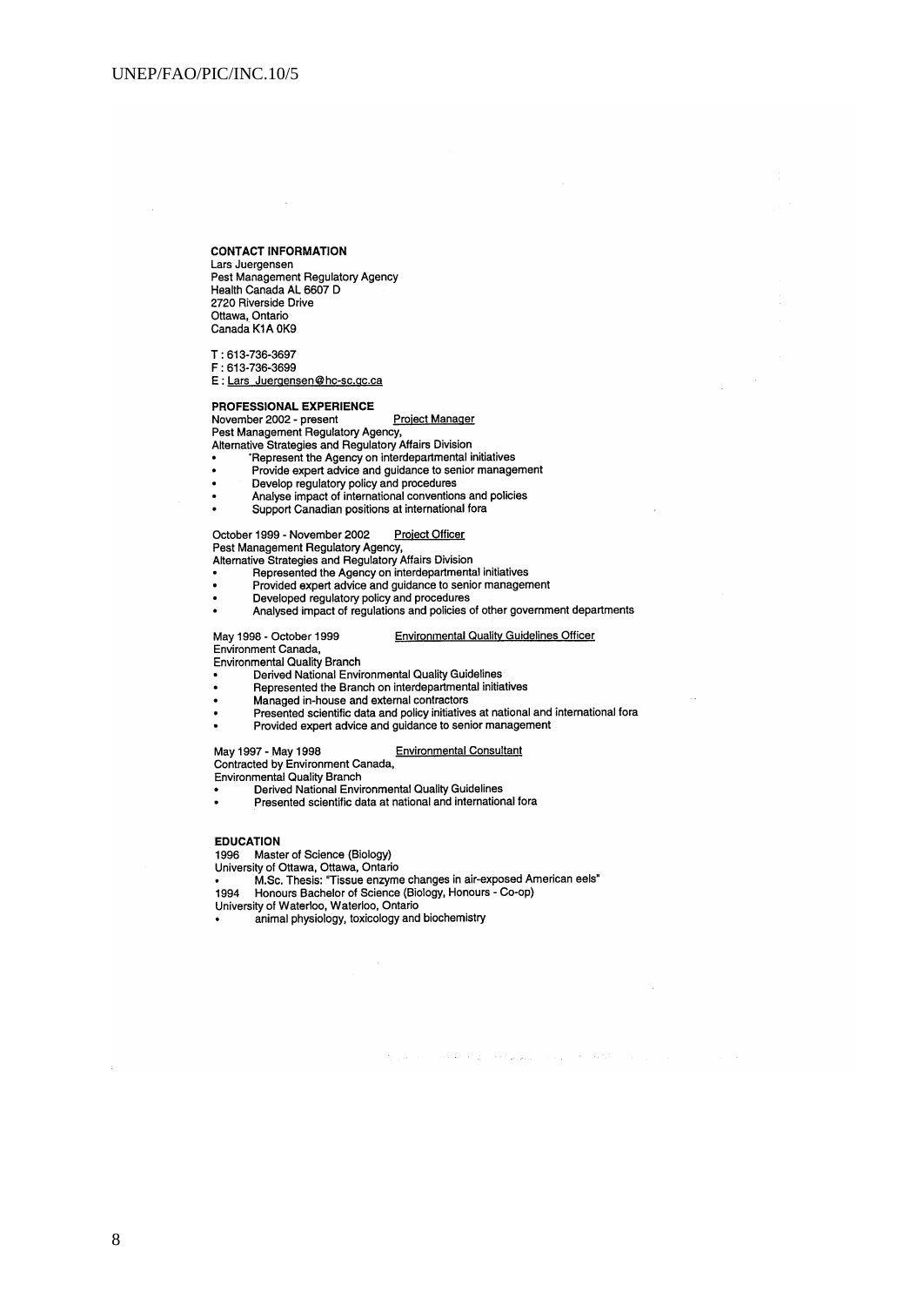**CONTACT INFORMATION**

Lars Juergensen
Pest Management Regulatory Agency
Health Canada AL 6607 D
2720 Riverside Drive
Ottawa, Ontario
Canada K1A 0K9

T : 613-736-3697
F : 613-736-3699
E : Lars_Juergensen@hc-sc.gc.ca

**PROFESSIONAL EXPERIENCE**

November 2002 - present  Project Manager
Pest Management Regulatory Agency,
Alternative Strategies and Regulatory Affairs Division

- Represent the Agency on interdepartmental initiatives
- Provide expert advice and guidance to senior management
- Develop regulatory policy and procedures
- Analyse impact of international conventions and policies
- Support Canadian positions at international fora

October 1999 - November 2002  Project Officer
Pest Management Regulatory Agency,
Alternative Strategies and Regulatory Affairs Division

- Represented the Agency on interdepartmental initiatives
- Provided expert advice and guidance to senior management
- Developed regulatory policy and procedures
- Analysed impact of regulations and policies of other government departments

May 1998 - October 1999  Environmental Quality Guidelines Officer
Environment Canada,
Environmental Quality Branch

- Derived National Environmental Quality Guidelines
- Represented the Branch on interdepartmental initiatives
- Managed in-house and external contractors
- Presented scientific data and policy initiatives at national and international fora
- Provided expert advice and guidance to senior management

May 1997 - May 1998  Environmental Consultant
Contracted by Environment Canada,
Environmental Quality Branch

- Derived National Environmental Quality Guidelines
- Presented scientific data at national and international fora

**EDUCATION**

1996  Master of Science (Biology)
University of Ottawa, Ottawa, Ontario

- M.Sc. Thesis: "Tissue enzyme changes in air-exposed American eels"

1994  Honours Bachelor of Science (Biology, Honours - Co-op)
University of Waterloo, Waterloo, Ontario

- animal physiology, toxicology and biochemistry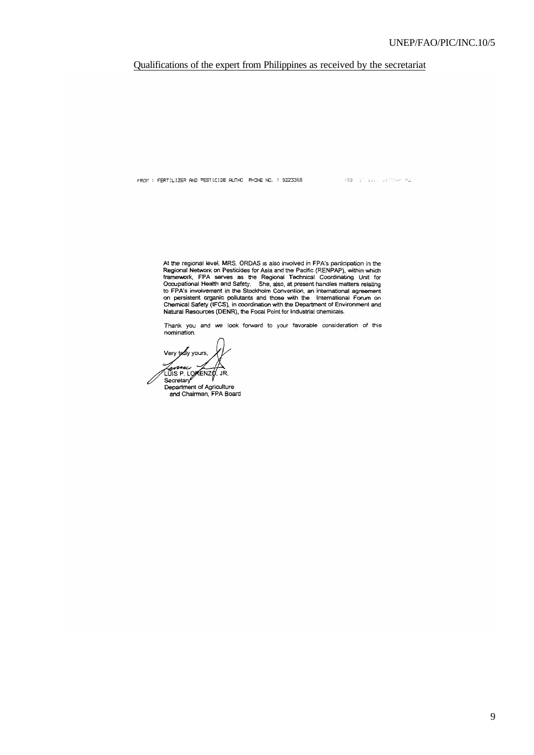Qualifications of the expert from Philippines as received by the secretariat

FROM : FERTILIZER AND PESTICIDE AUTHO PHONE NO. : 9223368

At the regional level, MRS. ORDAS is also involved in FPA's participation in the Regional Network on Pesticides for Asia and the Pacific (RENPAP), within which framework, FPA serves as the Regional Technical Coordinating Unit for Occupational Health and Safety. She, also, at present handles matters relating to FPA's involvement in the Stockholm Convention, an international agreement on persistent organic pollutants and those with the International Forum on Chemical Safety (IFCS), in coordination with the Department of Environment and Natural Resources (DENR), the Focal Point for Industrial chemicals.

Thank you and we look forward to your favorable consideration of this nomination.

Very truly yours,

LUIS P. LORENZO, JR.
Secretary
Department of Agriculture
and Chairman, FPA Board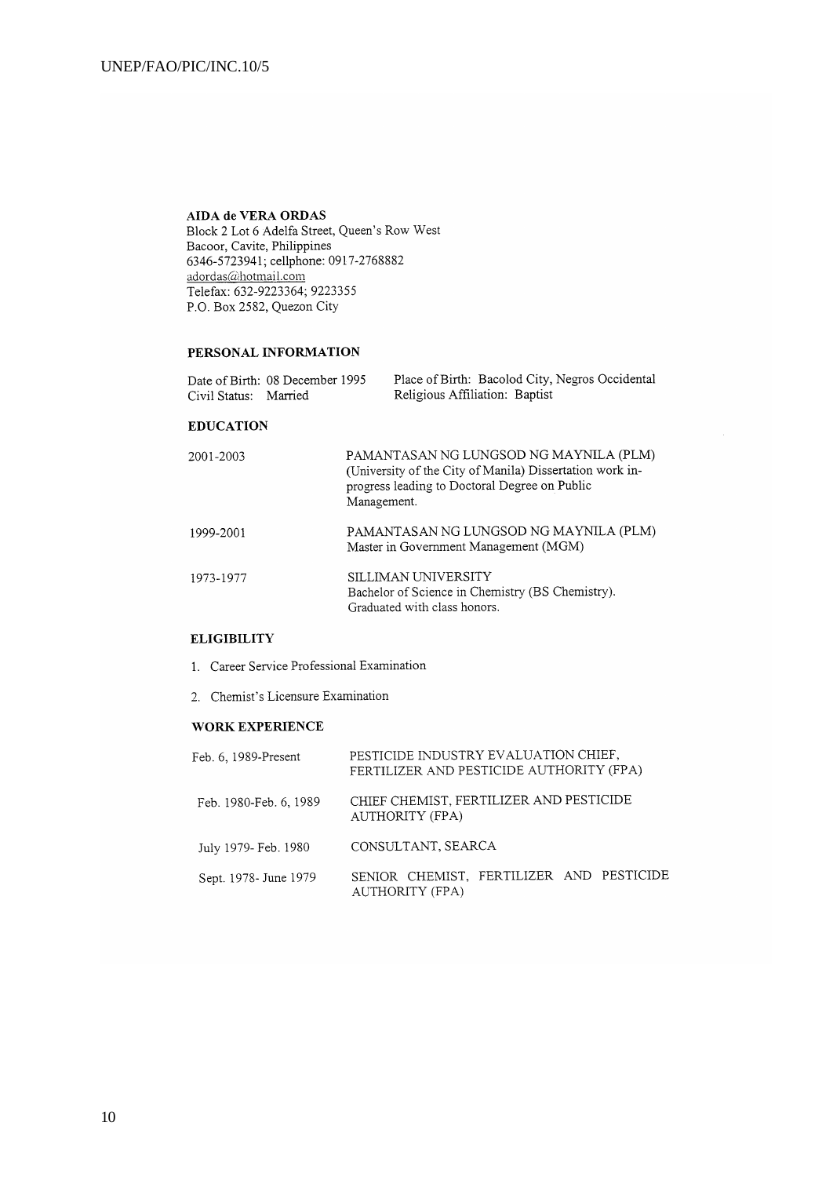**AIDA de VERA ORDAS**
Block 2 Lot 6 Adelfa Street, Queen's Row West
Bacoor, Cavite, Philippines
6346-5723941; cellphone: 0917-2768882
adordas@hotmail.com
Telefax: 632-9223364; 9223355
P.O. Box 2582, Quezon City

## PERSONAL INFORMATION

Date of Birth: 08 December 1995
Place of Birth: Bacolod City, Negros Occidental
Civil Status: Married
Religious Affiliation: Baptist

## EDUCATION

| | |
|---|---|
| 2001-2003 | PAMANTASAN NG LUNGSOD NG MAYNILA (PLM) (University of the City of Manila) Dissertation work in-progress leading to Doctoral Degree on Public Management. |
| 1999-2001 | PAMANTASAN NG LUNGSOD NG MAYNILA (PLM) Master in Government Management (MGM) |
| 1973-1977 | SILLIMAN UNIVERSITY Bachelor of Science in Chemistry (BS Chemistry). Graduated with class honors. |

## ELIGIBILITY

1. Career Service Professional Examination
2. Chemist's Licensure Examination

## WORK EXPERIENCE

| | |
|---|---|
| Feb. 6, 1989-Present | PESTICIDE INDUSTRY EVALUATION CHIEF, FERTILIZER AND PESTICIDE AUTHORITY (FPA) |
| Feb. 1980-Feb. 6, 1989 | CHIEF CHEMIST, FERTILIZER AND PESTICIDE AUTHORITY (FPA) |
| July 1979- Feb. 1980 | CONSULTANT, SEARCA |
| Sept. 1978- June 1979 | SENIOR CHEMIST, FERTILIZER AND PESTICIDE AUTHORITY (FPA) |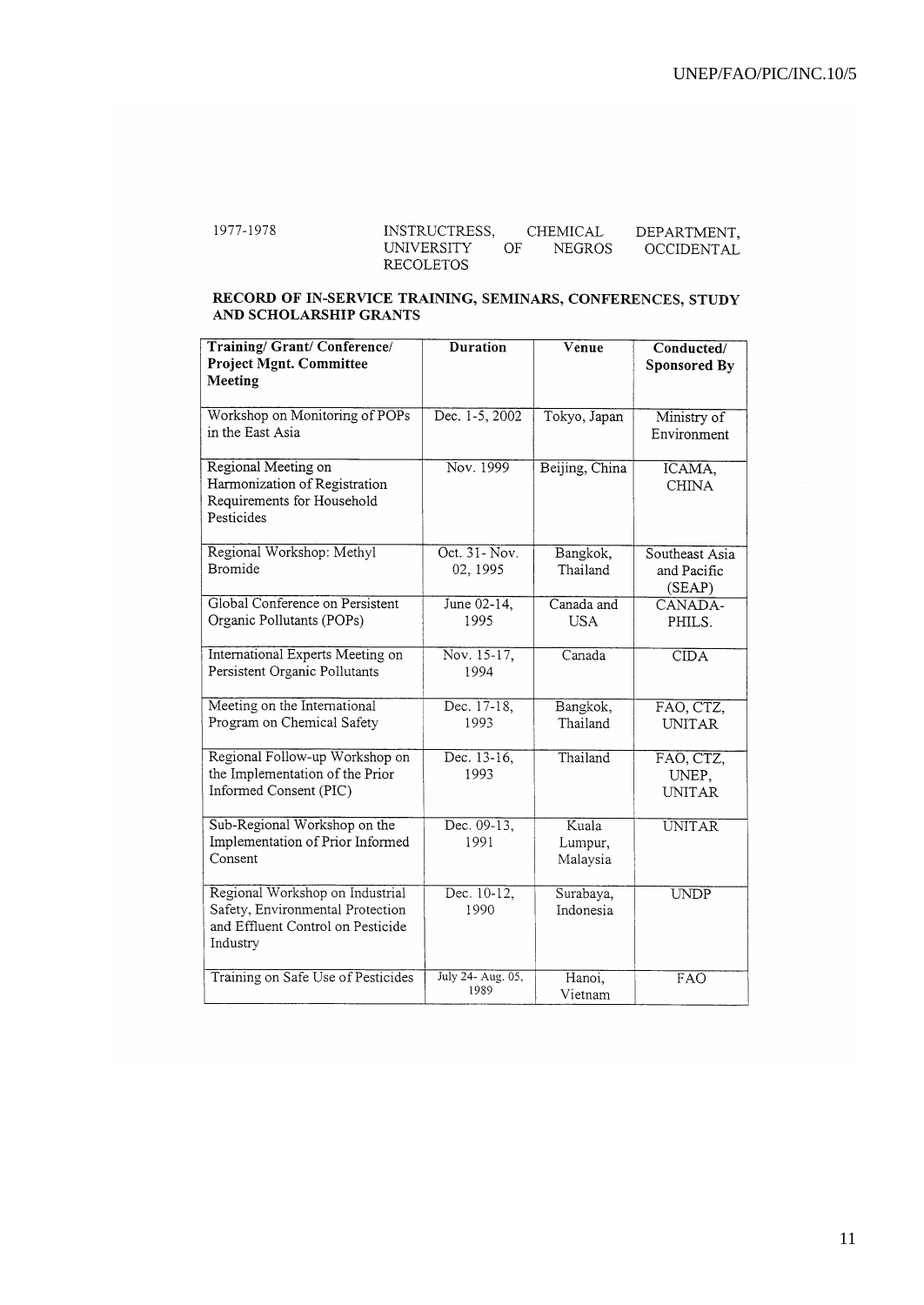1977-1978 INSTRUCTRESS, CHEMICAL DEPARTMENT, UNIVERSITY OF NEGROS OCCIDENTAL RECOLETOS

**RECORD OF IN-SERVICE TRAINING, SEMINARS, CONFERENCES, STUDY AND SCHOLARSHIP GRANTS**

| Training/ Grant/ Conference/ Project Mgnt. Committee Meeting | Duration | Venue | Conducted/ Sponsored By |
|---|---|---|---|
| Workshop on Monitoring of POPs in the East Asia | Dec. 1-5, 2002 | Tokyo, Japan | Ministry of Environment |
| Regional Meeting on Harmonization of Registration Requirements for Household Pesticides | Nov. 1999 | Beijing, China | ICAMA, CHINA |
| Regional Workshop: Methyl Bromide | Oct. 31- Nov. 02, 1995 | Bangkok, Thailand | Southeast Asia and Pacific (SEAP) |
| Global Conference on Persistent Organic Pollutants (POPs) | June 02-14, 1995 | Canada and USA | CANADA-PHILS. |
| International Experts Meeting on Persistent Organic Pollutants | Nov. 15-17, 1994 | Canada | CIDA |
| Meeting on the International Program on Chemical Safety | Dec. 17-18, 1993 | Bangkok, Thailand | FAO, CTZ, UNITAR |
| Regional Follow-up Workshop on the Implementation of the Prior Informed Consent (PIC) | Dec. 13-16, 1993 | Thailand | FAO, CTZ, UNEP, UNITAR |
| Sub-Regional Workshop on the Implementation of Prior Informed Consent | Dec. 09-13, 1991 | Kuala Lumpur, Malaysia | UNITAR |
| Regional Workshop on Industrial Safety, Environmental Protection and Effluent Control on Pesticide Industry | Dec. 10-12, 1990 | Surabaya, Indonesia | UNDP |
| Training on Safe Use of Pesticides | July 24- Aug. 05, 1989 | Hanoi, Vietnam | FAO |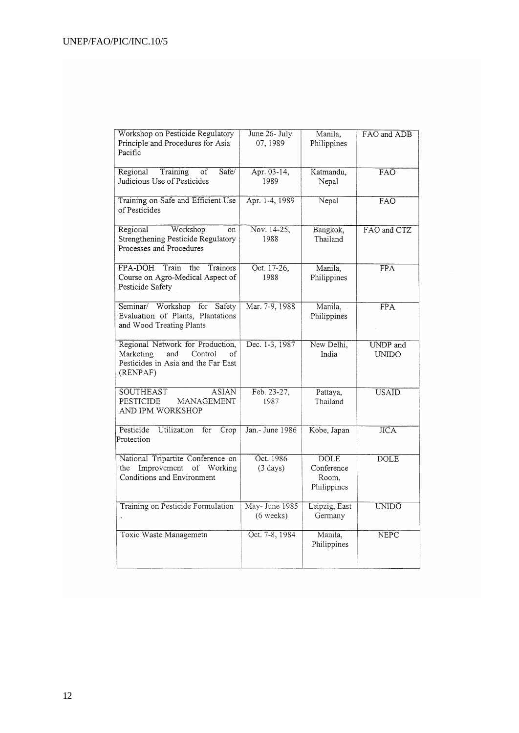| Workshop on Pesticide Regulatory Principle and Procedures for Asia Pacific | June 26- July 07, 1989 | Manila, Philippines | FAO and ADB |
|---|---|---|---|
| Regional Training of Safe/ Judicious Use of Pesticides | Apr. 03-14, 1989 | Katmandu, Nepal | FAO |
| Training on Safe and Efficient Use of Pesticides | Apr. 1-4, 1989 | Nepal | FAO |
| Regional Workshop on Strengthening Pesticide Regulatory Processes and Procedures | Nov. 14-25, 1988 | Bangkok, Thailand | FAO and CTZ |
| FPA-DOH Train the Trainors Course on Agro-Medical Aspect of Pesticide Safety | Oct. 17-26, 1988 | Manila, Philippines | FPA |
| Seminar/ Workshop for Safety Evaluation of Plants, Plantations and Wood Treating Plants | Mar. 7-9, 1988 | Manila, Philippines | FPA |
| Regional Network for Production, Marketing and Control of Pesticides in Asia and the Far East (RENPAF) | Dec. 1-3, 1987 | New Delhi, India | UNDP and UNIDO |
| SOUTHEAST ASIAN PESTICIDE MANAGEMENT AND IPM WORKSHOP | Feb. 23-27, 1987 | Pattaya, Thailand | USAID |
| Pesticide Utilization for Crop Protection | Jan.- June 1986 | Kobe, Japan | JICA |
| National Tripartite Conference on the Improvement of Working Conditions and Environment | Oct. 1986 (3 days) | DOLE Conference Room, Philippines | DOLE |
| Training on Pesticide Formulation . | May- June 1985 (6 weeks) | Leipzig, East Germany | UNIDO |
| Toxic Waste Managemetn | Oct. 7-8, 1984 | Manila, Philippines | NEPC |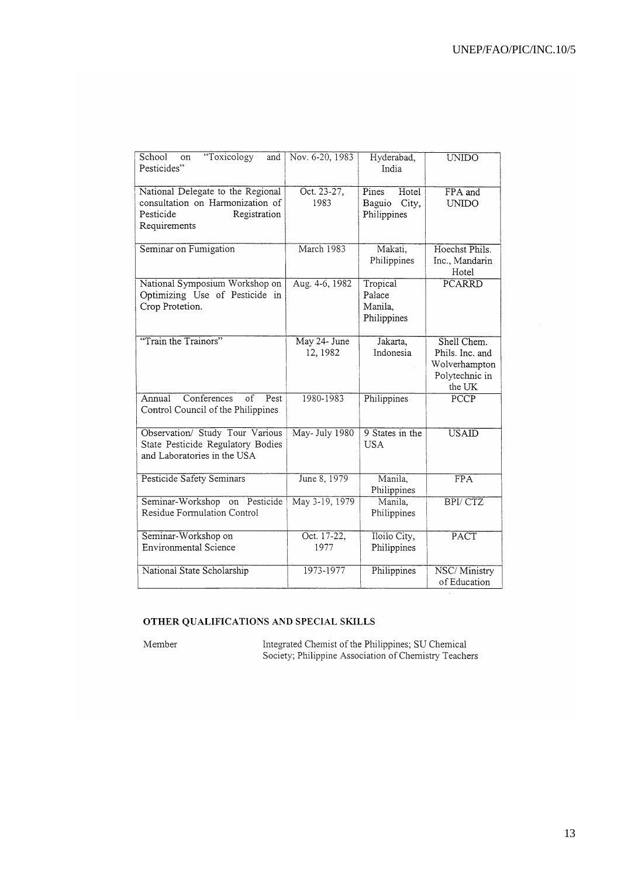| School on "Toxicology and Pesticides" | Nov. 6-20, 1983 | Hyderabad, India | UNIDO |
|---|---|---|---|
| National Delegate to the Regional consultation on Harmonization of Pesticide Registration Requirements | Oct. 23-27, 1983 | Pines Hotel Baguio City, Philippines | FPA and UNIDO |
| Seminar on Fumigation | March 1983 | Makati, Philippines | Hoechst Phils. Inc., Mandarin Hotel |
| National Symposium Workshop on Optimizing Use of Pesticide in Crop Protetion. | Aug. 4-6, 1982 | Tropical Palace Manila, Philippines | PCARRD |
| "Train the Trainors" | May 24- June 12, 1982 | Jakarta, Indonesia | Shell Chem. Phils. Inc. and Wolverhampton Polytechnic in the UK |
| Annual Conferences of Pest Control Council of the Philippines | 1980-1983 | Philippines | PCCP |
| Observation/ Study Tour Various State Pesticide Regulatory Bodies and Laboratories in the USA | May- July 1980 | 9 States in the USA | USAID |
| Pesticide Safety Seminars | June 8, 1979 | Manila, Philippines | FPA |
| Seminar-Workshop on Pesticide Residue Formulation Control | May 3-19, 1979 | Manila, Philippines | BPI/ CTZ |
| Seminar-Workshop on Environmental Science | Oct. 17-22, 1977 | Iloilo City, Philippines | PACT |
| National State Scholarship | 1973-1977 | Philippines | NSC/ Ministry of Education |

**OTHER QUALIFICATIONS AND SPECIAL SKILLS**

Member — Integrated Chemist of the Philippines; SU Chemical Society; Philippine Association of Chemistry Teachers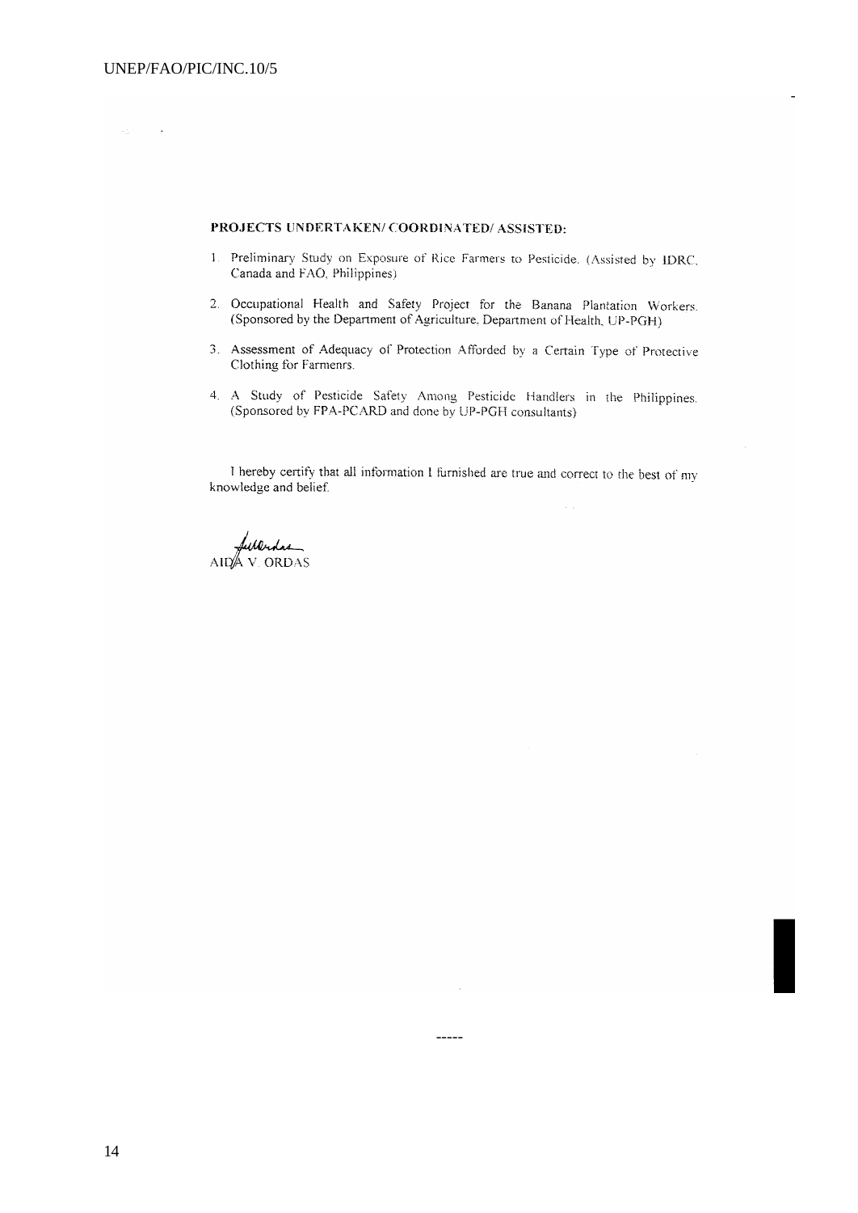**PROJECTS UNDERTAKEN/ COORDINATED/ ASSISTED:**

1. Preliminary Study on Exposure of Rice Farmers to Pesticide. (Assisted by IDRC, Canada and FAO, Philippines)
2. Occupational Health and Safety Project for the Banana Plantation Workers. (Sponsored by the Department of Agriculture, Department of Health, UP-PGH)
3. Assessment of Adequacy of Protection Afforded by a Certain Type of Protective Clothing for Farmenrs.
4. A Study of Pesticide Safety Among Pesticide Handlers in the Philippines. (Sponsored by FPA-PCARD and done by UP-PGH consultants)

I hereby certify that all information I furnished are true and correct to the best of my knowledge and belief.

AIDA V. ORDAS

-----